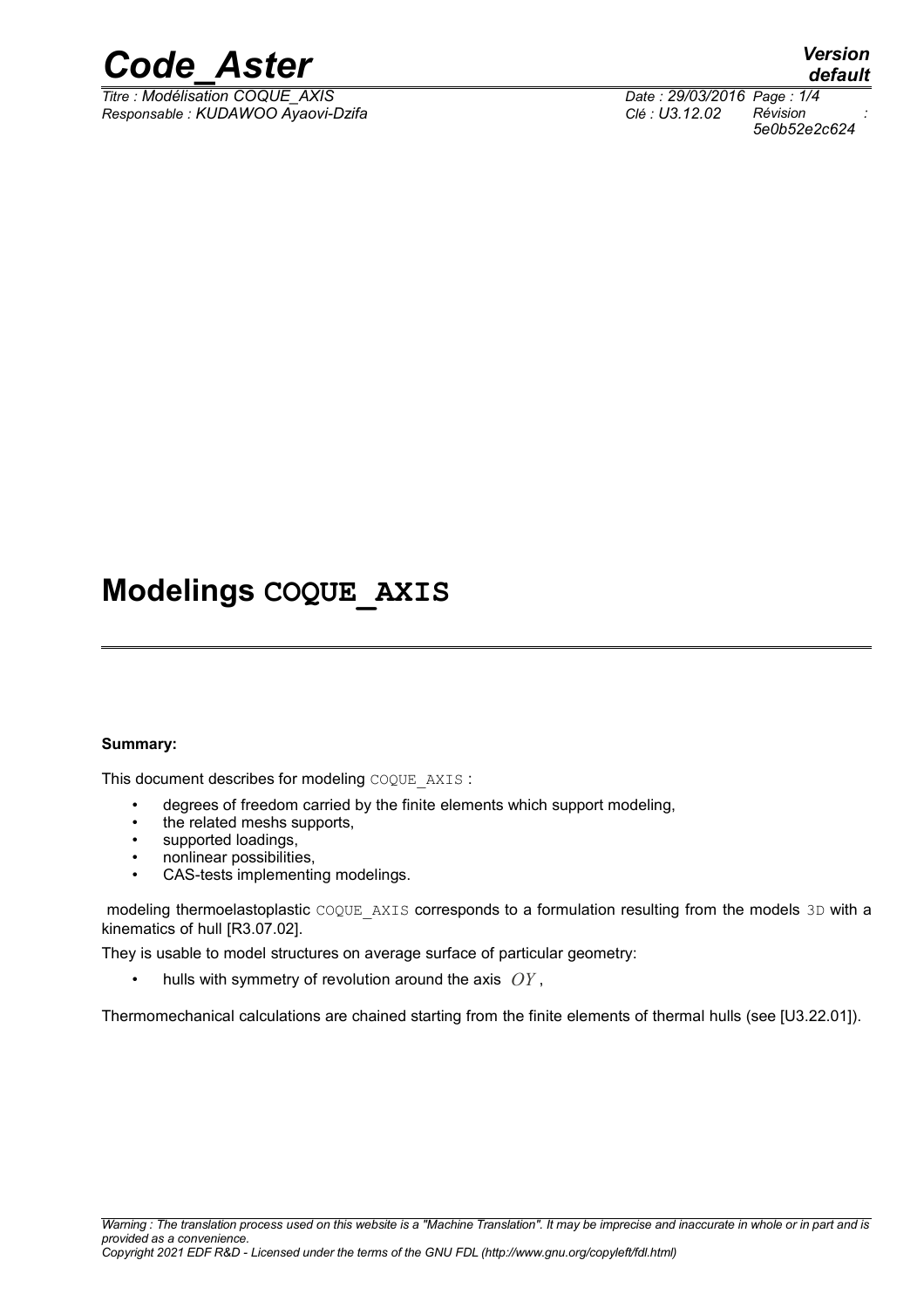# Modelings COQUE_AXIS

**Summary:**

This document describes for modeling COQUE_AXIS :

- degrees of freedom carried by the finite elements which support modeling,
- the related meshs supports,
- supported loadings,
- nonlinear possibilities,
- CAS-tests implementing modelings.

modeling thermoelastoplastic COQUE_AXIS corresponds to a formulation resulting from the models 3D with a kinematics of hull [R3.07.02].

They is usable to model structures on average surface of particular geometry:

- hulls with symmetry of revolution around the axis $OY$ ,

Thermomechanical calculations are chained starting from the finite elements of thermal hulls (see [U3.22.01]).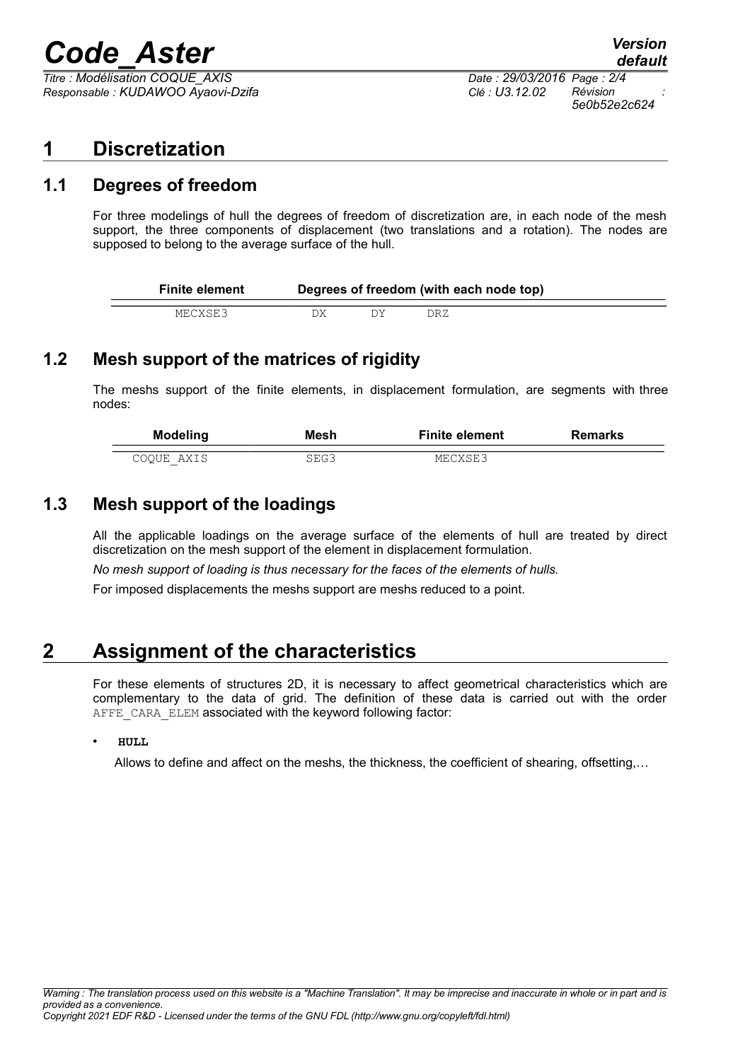# 1 Discretization

## 1.1 Degrees of freedom

For three modelings of hull the degrees of freedom of discretization are, in each node of the mesh support, the three components of displacement (two translations and a rotation). The nodes are supposed to belong to the average surface of the hull.

| Finite element | Degrees of freedom (with each node top) | | |
|---|---|---|---|
| MECXSE3 | DX | DY | DRZ |

## 1.2 Mesh support of the matrices of rigidity

The meshs support of the finite elements, in displacement formulation, are segments with three nodes:

| Modeling | Mesh | Finite element | Remarks |
|---|---|---|---|
| COQUE_AXIS | SEG3 | MECXSE3 | |

## 1.3 Mesh support of the loadings

All the applicable loadings on the average surface of the elements of hull are treated by direct discretization on the mesh support of the element in displacement formulation.

*No mesh support of loading is thus necessary for the faces of the elements of hulls.*

For imposed displacements the meshs support are meshs reduced to a point.

# 2 Assignment of the characteristics

For these elements of structures 2D, it is necessary to affect geometrical characteristics which are complementary to the data of grid. The definition of these data is carried out with the order AFFE_CARA_ELEM associated with the keyword following factor:

- **HULL**

  Allows to define and affect on the meshs, the thickness, the coefficient of shearing, offsetting,…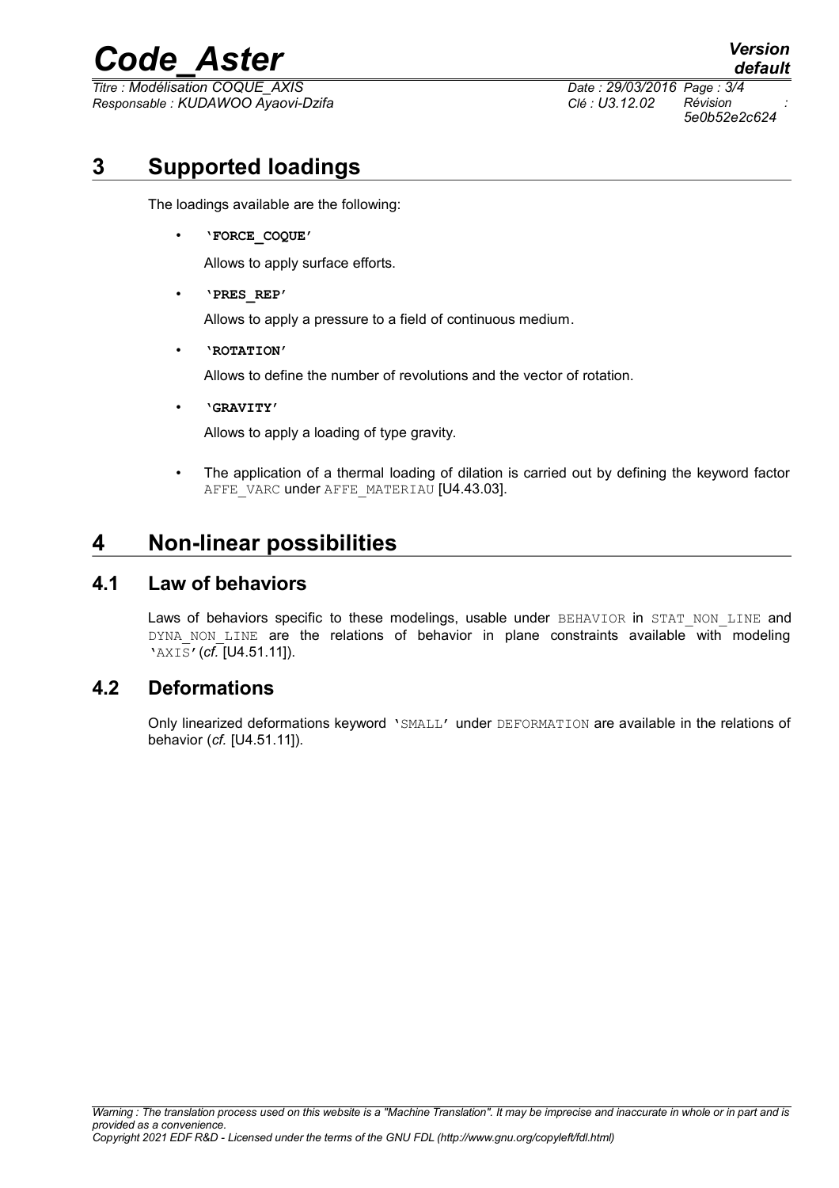# 3 Supported loadings

The loadings available are the following:

- **'FORCE_COQUE'**

  Allows to apply surface efforts.

- **'PRES_REP'**

  Allows to apply a pressure to a field of continuous medium.

- **'ROTATION'**

  Allows to define the number of revolutions and the vector of rotation.

- **'GRAVITY'**

  Allows to apply a loading of type gravity.

- The application of a thermal loading of dilation is carried out by defining the keyword factor AFFE_VARC under AFFE_MATERIAU [U4.43.03].

# 4 Non-linear possibilities

## 4.1 Law of behaviors

Laws of behaviors specific to these modelings, usable under BEHAVIOR in STAT_NON_LINE and DYNA_NON_LINE are the relations of behavior in plane constraints available with modeling 'AXIS' (*cf.* [U4.51.11]).

## 4.2 Deformations

Only linearized deformations keyword 'SMALL' under DEFORMATION are available in the relations of behavior (*cf.* [U4.51.11]).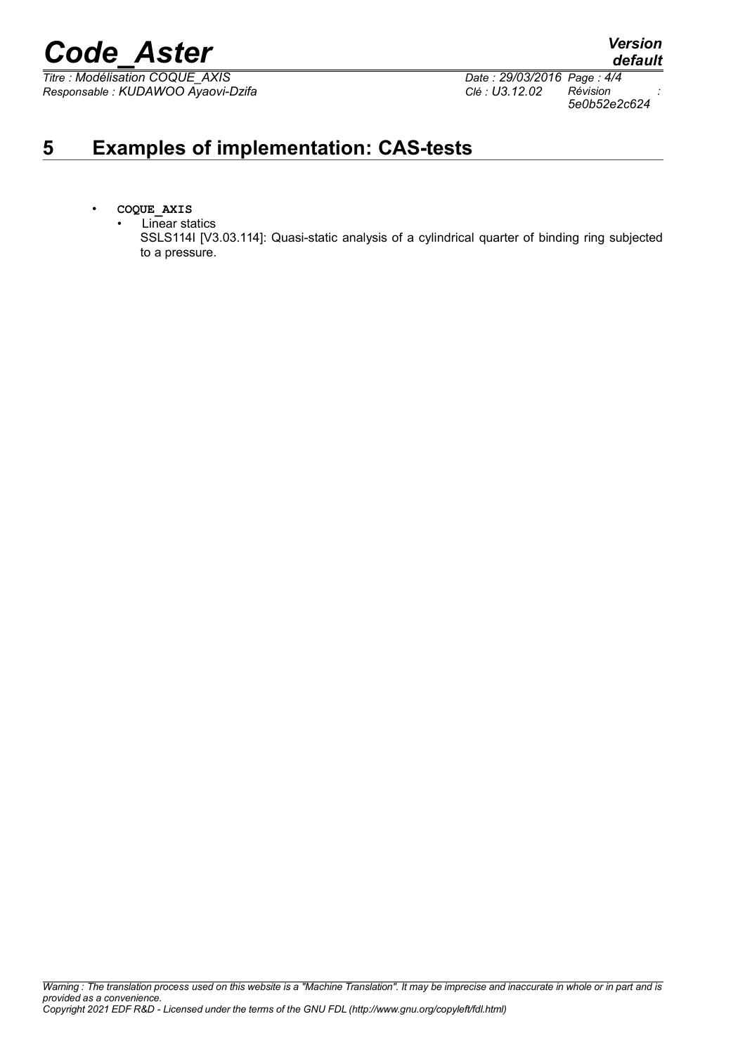# 5 Examples of implementation: CAS-tests

- **COQUE_AXIS**
  - Linear statics
    SSLS114I [V3.03.114]: Quasi-static analysis of a cylindrical quarter of binding ring subjected to a pressure.